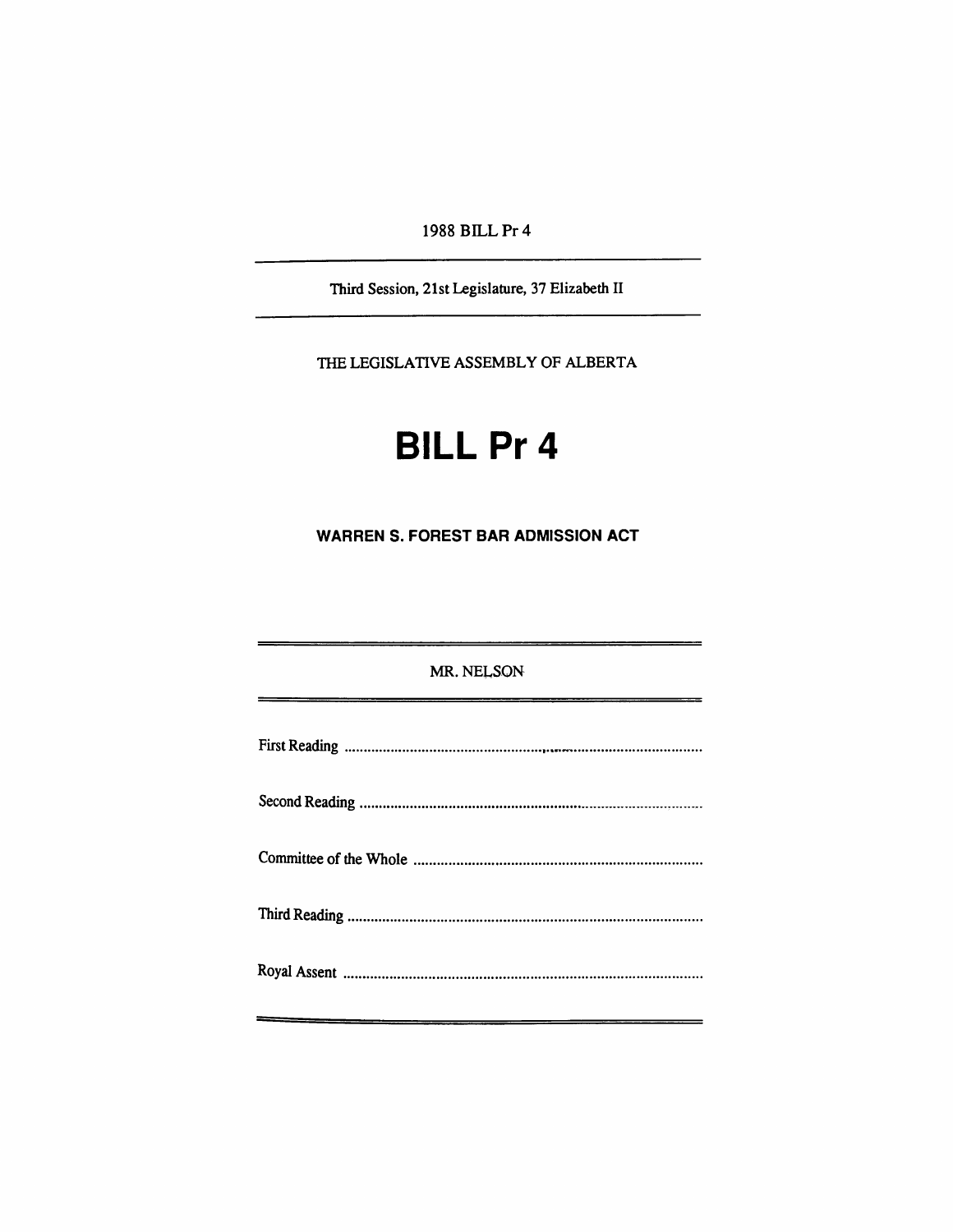1988 BILL Pr 4

---

Third Session, 21st Legislature, 37 Elizabeth II

---

THE LEGISLATIVE ASSEMBLY OF ALBERTA

# BILL Pr 4

## WARREN S. FOREST BAR ADMISSION ACT

---

MR. NELSON

---

First Reading ..........................................................................................

Second Reading ......................................................................................

Committee of the Whole ........................................................................

Third Reading .........................................................................................

Royal Assent ...........................................................................................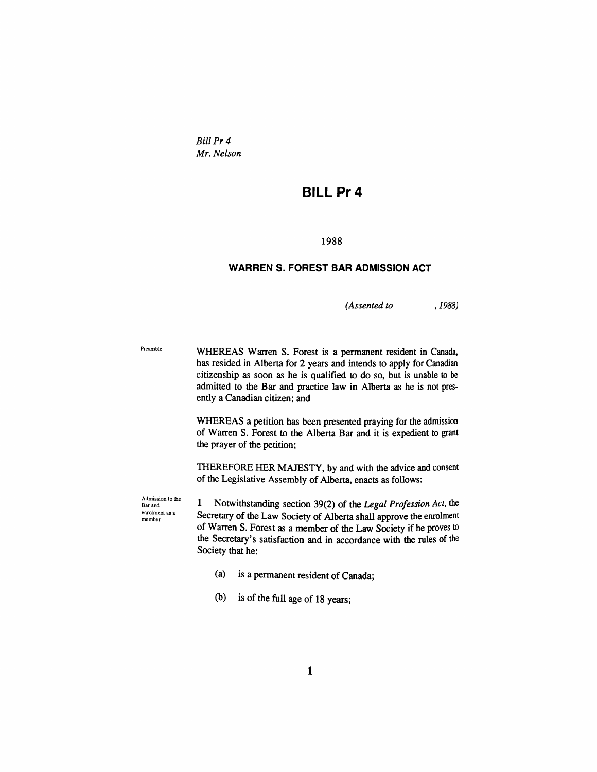*Bill Pr 4*
*Mr. Nelson*

# BILL Pr 4

1988

## WARREN S. FOREST BAR ADMISSION ACT

*(Assented to , 1988)*

Preamble

WHEREAS Warren S. Forest is a permanent resident in Canada, has resided in Alberta for 2 years and intends to apply for Canadian citizenship as soon as he is qualified to do so, but is unable to be admitted to the Bar and practice law in Alberta as he is not presently a Canadian citizen; and

WHEREAS a petition has been presented praying for the admission of Warren S. Forest to the Alberta Bar and it is expedient to grant the prayer of the petition;

THEREFORE HER MAJESTY, by and with the advice and consent of the Legislative Assembly of Alberta, enacts as follows:

Admission to the Bar and enrolment as a member

**1** Notwithstanding section 39(2) of the *Legal Profession Act*, the Secretary of the Law Society of Alberta shall approve the enrolment of Warren S. Forest as a member of the Law Society if he proves to the Secretary's satisfaction and in accordance with the rules of the Society that he:

(a) is a permanent resident of Canada;

(b) is of the full age of 18 years;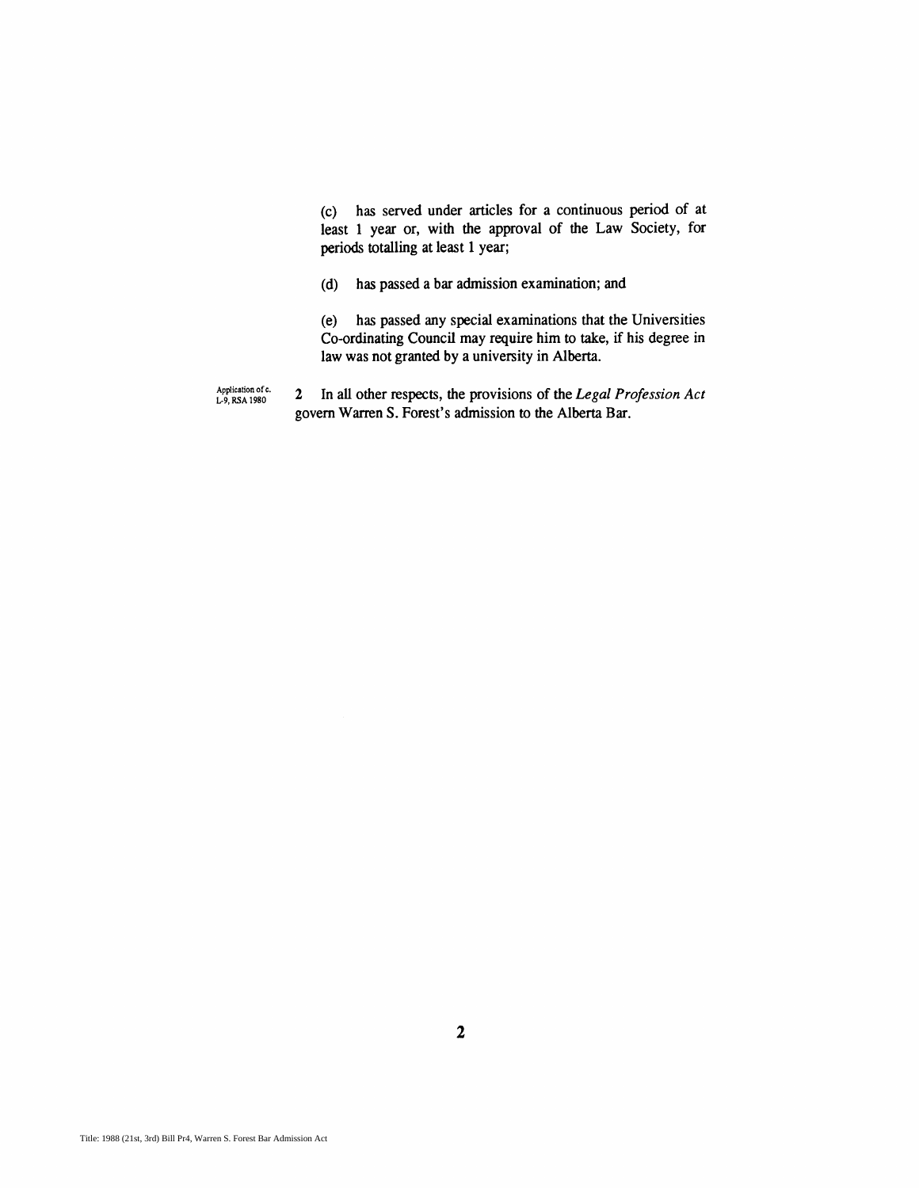(c) has served under articles for a continuous period of at least 1 year or, with the approval of the Law Society, for periods totalling at least 1 year;

(d) has passed a bar admission examination; and

(e) has passed any special examinations that the Universities Co-ordinating Council may require him to take, if his degree in law was not granted by a university in Alberta.

Application of c. L-9, RSA 1980

**2** In all other respects, the provisions of the *Legal Profession Act* govern Warren S. Forest's admission to the Alberta Bar.

Title: 1988 (21st, 3rd) Bill Pr4, Warren S. Forest Bar Admission Act